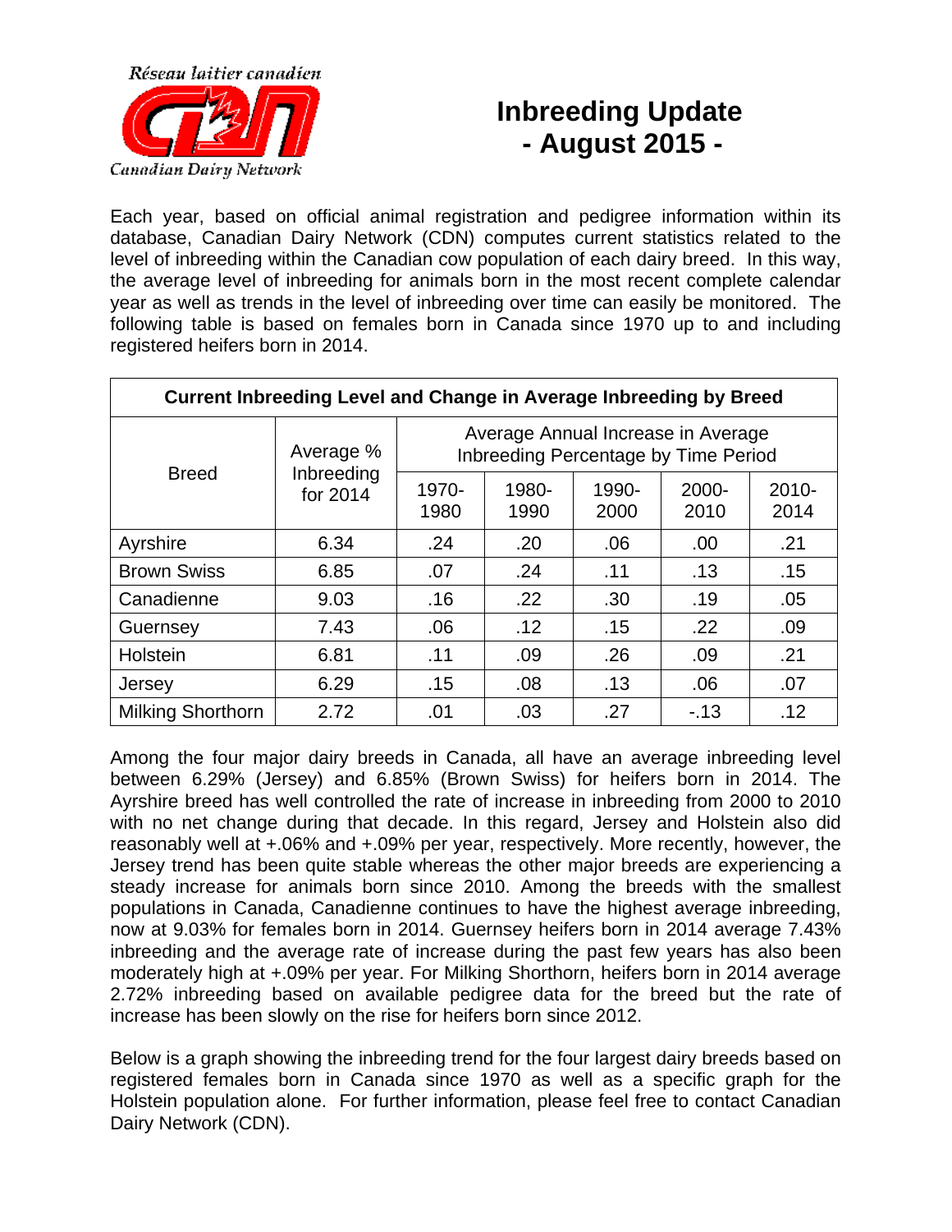Réseau laitier canadien

Canadian Dairy Network

# Inbreeding Update - August 2015 -

Each year, based on official animal registration and pedigree information within its database, Canadian Dairy Network (CDN) computes current statistics related to the level of inbreeding within the Canadian cow population of each dairy breed. In this way, the average level of inbreeding for animals born in the most recent complete calendar year as well as trends in the level of inbreeding over time can easily be monitored. The following table is based on females born in Canada since 1970 up to and including registered heifers born in 2014.

**Current Inbreeding Level and Change in Average Inbreeding by Breed**

| Breed | Average % Inbreeding for 2014 | Average Annual Increase in Average Inbreeding Percentage by Time Period | | | | |
|---|---|---|---|---|---|---|
| | | 1970-1980 | 1980-1990 | 1990-2000 | 2000-2010 | 2010-2014 |
| Ayrshire | 6.34 | .24 | .20 | .06 | .00 | .21 |
| Brown Swiss | 6.85 | .07 | .24 | .11 | .13 | .15 |
| Canadienne | 9.03 | .16 | .22 | .30 | .19 | .05 |
| Guernsey | 7.43 | .06 | .12 | .15 | .22 | .09 |
| Holstein | 6.81 | .11 | .09 | .26 | .09 | .21 |
| Jersey | 6.29 | .15 | .08 | .13 | .06 | .07 |
| Milking Shorthorn | 2.72 | .01 | .03 | .27 | -.13 | .12 |

Among the four major dairy breeds in Canada, all have an average inbreeding level between 6.29% (Jersey) and 6.85% (Brown Swiss) for heifers born in 2014. The Ayrshire breed has well controlled the rate of increase in inbreeding from 2000 to 2010 with no net change during that decade. In this regard, Jersey and Holstein also did reasonably well at +.06% and +.09% per year, respectively. More recently, however, the Jersey trend has been quite stable whereas the other major breeds are experiencing a steady increase for animals born since 2010. Among the breeds with the smallest populations in Canada, Canadienne continues to have the highest average inbreeding, now at 9.03% for females born in 2014. Guernsey heifers born in 2014 average 7.43% inbreeding and the average rate of increase during the past few years has also been moderately high at +.09% per year. For Milking Shorthorn, heifers born in 2014 average 2.72% inbreeding based on available pedigree data for the breed but the rate of increase has been slowly on the rise for heifers born since 2012.

Below is a graph showing the inbreeding trend for the four largest dairy breeds based on registered females born in Canada since 1970 as well as a specific graph for the Holstein population alone. For further information, please feel free to contact Canadian Dairy Network (CDN).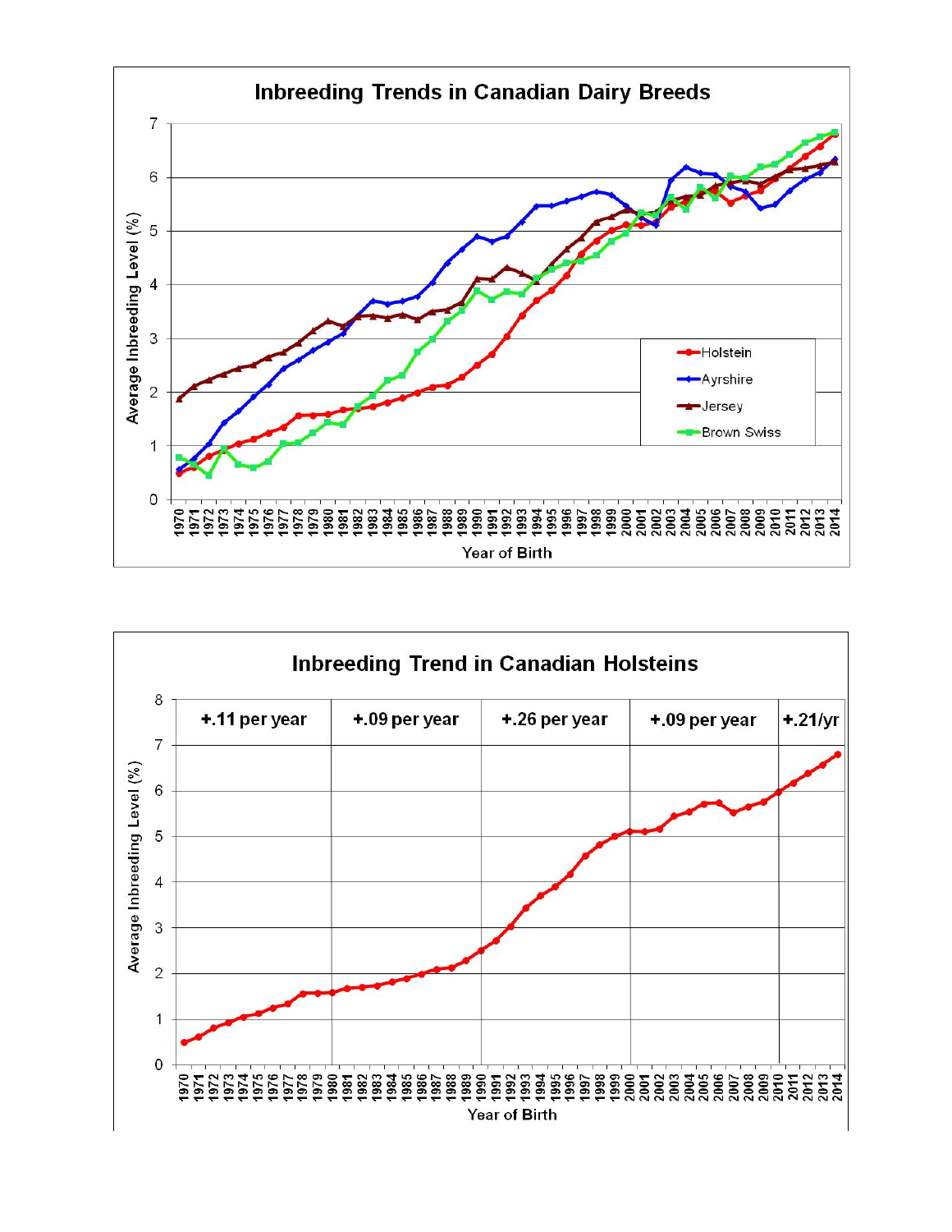Inbreeding Trends in Canadian Dairy Breeds

Average Inbreeding Level (%)

7
6
5
4
3
2
1
0

1970 1971 1972 1973 1974 1975 1976 1977 1978 1979 1980 1981 1982 1983 1984 1985 1986 1987 1988 1989 1990 1991 1992 1993 1994 1995 1996 1997 1998 1999 2000 2001 2002 2003 2004 2005 2006 2007 2008 2009 2010 2011 2012 2013 2014

Year of Birth

Holstein
Ayrshire
Jersey
Brown Swiss

Inbreeding Trend in Canadian Holsteins

+.11 per year
+.09 per year
+.26 per year
+.09 per year
+.21/yr

Average Inbreeding Level (%)

8
7
6
5
4
3
2
1
0

1970 1971 1972 1973 1974 1975 1976 1977 1978 1979 1980 1981 1982 1983 1984 1985 1986 1987 1988 1989 1990 1991 1992 1993 1994 1995 1996 1997 1998 1999 2000 2001 2002 2003 2004 2005 2006 2007 2008 2009 2010 2011 2012 2013 2014

Year of Birth